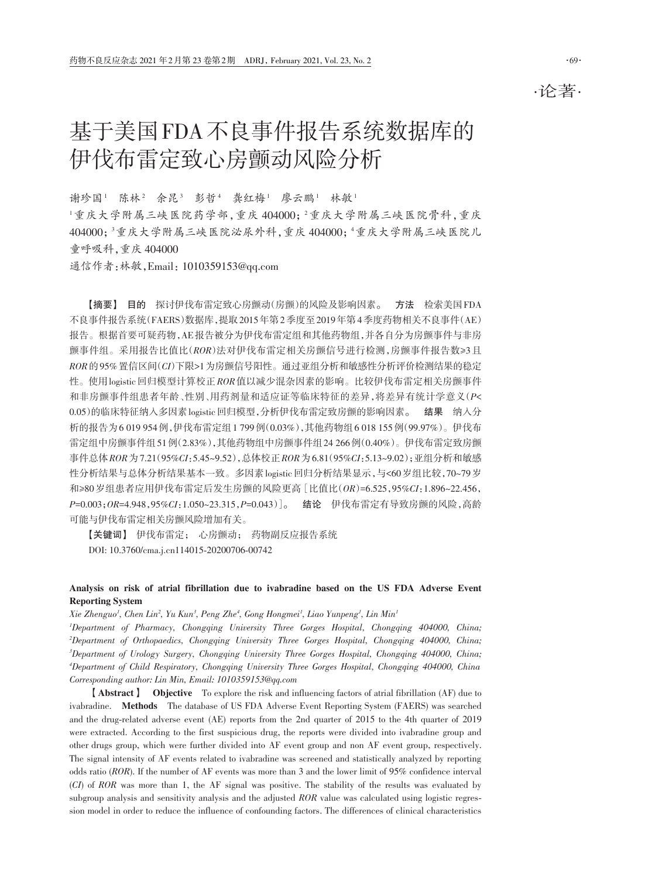·论著·

# 基于美国FDA不良事件报告系统数据库的伊伐布雷定致心房颤动风险分析

谢珍国[1] 陈林[2] 余昆[3] 彭哲[4] 龚红梅[1] 廖云鹏[1] 林敏[1]

[1]重庆大学附属三峡医院药学部，重庆 404000；[2]重庆大学附属三峡医院骨科，重庆 404000；[3]重庆大学附属三峡医院泌尿外科，重庆 404000；[4]重庆大学附属三峡医院儿童呼吸科，重庆 404000

通信作者：林敏，Email：1010359153@qq.com

【摘要】 **目的** 探讨伊伐布雷定致心房颤动(房颤)的风险及影响因素。 **方法** 检索美国FDA不良事件报告系统(FAERS)数据库，提取2015年第2季度至2019年第4季度药物相关不良事件(AE)报告。根据首要可疑药物，AE报告被分为伊伐布雷定组和其他药物组，并各自分为房颤事件与非房颤事件组。采用报告比值比(*ROR*)法对伊伐布雷定相关房颤信号进行检测，房颤事件报告数≥3且*ROR*的95%置信区间(*CI*)下限>1为房颤信号阳性。通过亚组分析和敏感性分析评价检测结果的稳定性。使用logistic回归模型计算校正*ROR*值以减少混杂因素的影响。比较伊伐布雷定相关房颤事件和非房颤事件组患者年龄、性别、用药剂量和适应证等临床特征的差异，将差异有统计学意义($P<0.05$)的临床特征纳入多因素logistic回归模型，分析伊伐布雷定致房颤的影响因素。 **结果** 纳入分析的报告为6 019 954例，伊伐布雷定组1 799例(0.03%)，其他药物组6 018 155例(99.97%)。伊伐布雷定组中房颤事件组51例(2.83%)，其他药物组中房颤事件组24 266例(0.40%)。伊伐布雷定致房颤事件总体*ROR*为7.21(95%*CI*：5.45~9.52)，总体校正*ROR*为6.81(95%*CI*：5.13~9.02)；亚组分析和敏感性分析结果与总体分析结果基本一致。多因素logistic回归分析结果显示，与<60岁组比较，70~79岁和≥80岁组患者应用伊伐布雷定后发生房颤的风险更高[比值比(*OR*)=6.525，95%*CI*：1.896~22.456，$P=0.003$；*OR*=4.948，95%*CI*：1.050~23.315，$P=0.043$)]。 **结论** 伊伐布雷定有导致房颤的风险，高龄可能与伊伐布雷定相关房颤风险增加有关。

【关键词】 伊伐布雷定； 心房颤动； 药物副反应报告系统

DOI: 10.3760/cma.j.cn114015-20200706-00742

## Analysis on risk of atrial fibrillation due to ivabradine based on the US FDA Adverse Event Reporting System

*Xie Zhenguo[1], Chen Lin[2], Yu Kun[3], Peng Zhe[4], Gong Hongmei[1], Liao Yunpeng[1], Lin Min[1]*

*[1]Department of Pharmacy, Chongqing University Three Gorges Hospital, Chongqing 404000, China; [2]Department of Orthopaedics, Chongqing University Three Gorges Hospital, Chongqing 404000, China; [3]Department of Urology Surgery, Chongqing University Three Gorges Hospital, Chongqing 404000, China; [4]Department of Child Respiratory, Chongqing University Three Gorges Hospital, Chongqing 404000, China*

*Corresponding author: Lin Min, Email: 1010359153@qq.com*

【**Abstract**】 **Objective** To explore the risk and influencing factors of atrial fibrillation (AF) due to ivabradine. **Methods** The database of US FDA Adverse Event Reporting System (FAERS) was searched and the drug-related adverse event (AE) reports from the 2nd quarter of 2015 to the 4th quarter of 2019 were extracted. According to the first suspicious drug, the reports were divided into ivabradine group and other drugs group, which were further divided into AF event group and non AF event group, respectively. The signal intensity of AF events related to ivabradine was screened and statistically analyzed by reporting odds ratio (*ROR*). If the number of AF events was more than 3 and the lower limit of 95% confidence interval (*CI*) of *ROR* was more than 1, the AF signal was positive. The stability of the results was evaluated by subgroup analysis and sensitivity analysis and the adjusted *ROR* value was calculated using logistic regression model in order to reduce the influence of confounding factors. The differences of clinical characteristics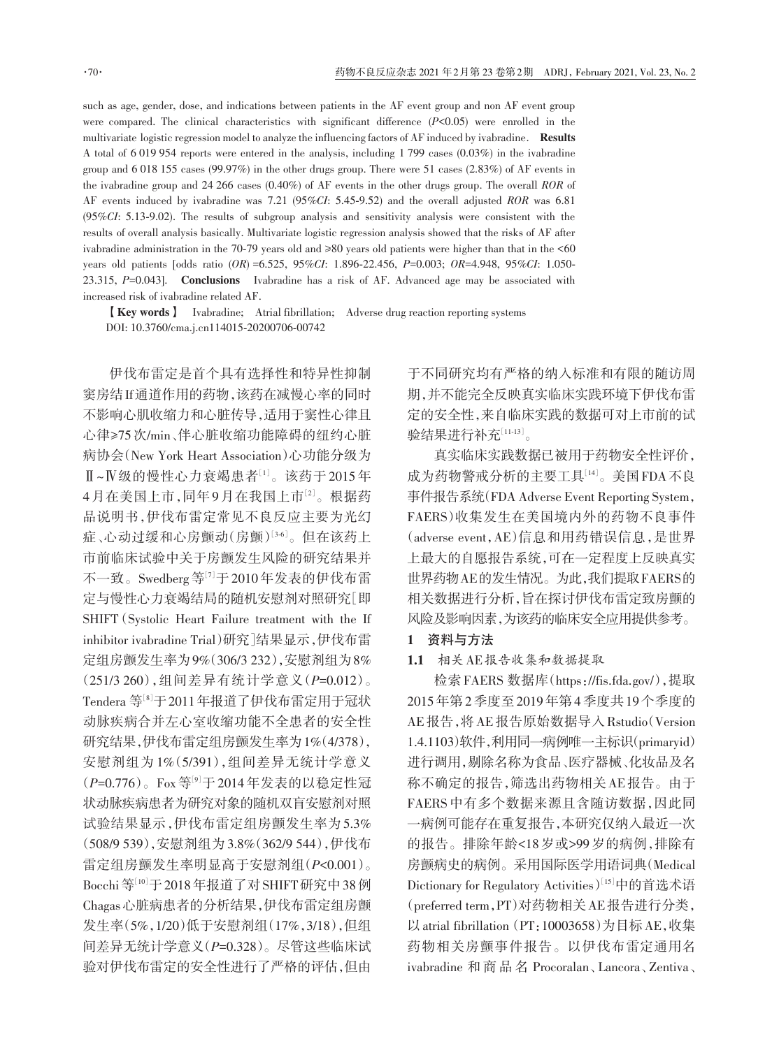such as age, gender, dose, and indications between patients in the AF event group and non AF event group were compared. The clinical characteristics with significant difference ($P<0.05$) were enrolled in the multivariate logistic regression model to analyze the influencing factors of AF induced by ivabradine. **Results** A total of 6 019 954 reports were entered in the analysis, including 1 799 cases (0.03%) in the ivabradine group and 6 018 155 cases (99.97%) in the other drugs group. There were 51 cases (2.83%) of AF events in the ivabradine group and 24 266 cases (0.40%) of AF events in the other drugs group. The overall *ROR* of AF events induced by ivabradine was 7.21 (95%*CI*: 5.45-9.52) and the overall adjusted *ROR* was 6.81 (95%*CI*: 5.13-9.02). The results of subgroup analysis and sensitivity analysis were consistent with the results of overall analysis basically. Multivariate logistic regression analysis showed that the risks of AF after ivabradine administration in the 70-79 years old and ≥80 years old patients were higher than that in the <60 years old patients [odds ratio (*OR*) =6.525, 95%*CI*: 1.896-22.456, $P=0.003$; *OR*=4.948, 95%*CI*: 1.050-23.315, $P=0.043$]. **Conclusions** Ivabradine has a risk of AF. Advanced age may be associated with increased risk of ivabradine related AF.

【**Key words**】 Ivabradine; Atrial fibrillation; Adverse drug reaction reporting systems

DOI: 10.3760/cma.j.cn114015-20200706-00742

伊伐布雷定是首个具有选择性和特异性抑制窦房结If通道作用的药物，该药在减慢心率的同时不影响心肌收缩力和心脏传导，适用于窦性心律且心律≥75次/min、伴心脏收缩功能障碍的纽约心脏病协会(New York Heart Association)心功能分级为Ⅱ~Ⅳ级的慢性心力衰竭患者[1]。该药于2015年4月在美国上市，同年9月在我国上市[2]。根据药品说明书，伊伐布雷定常见不良反应主要为光幻症、心动过缓和心房颤动(房颤)[3-6]。但在该药上市前临床试验中关于房颤发生风险的研究结果并不一致。Swedberg等[7]于2010年发表的伊伐布雷定与慢性心力衰竭结局的随机安慰剂对照研究[即SHIFT(Systolic Heart Failure treatment with the If inhibitor ivabradine Trial)研究]结果显示，伊伐布雷定组房颤发生率为9%(306/3 232)，安慰剂组为8%(251/3 260)，组间差异有统计学意义($P=0.012$)。Tendera等[8]于2011年报道了伊伐布雷定用于冠状动脉疾病合并左心室收缩功能不全患者的安全性研究结果，伊伐布雷定组房颤发生率为1%(4/378)，安慰剂组为1%(5/391)，组间差异无统计学意义($P=0.776$)。Fox等[9]于2014年发表的以稳定性冠状动脉疾病患者为研究对象的随机双盲安慰剂对照试验结果显示，伊伐布雷定组房颤发生率为5.3%(508/9 539)，安慰剂组为3.8%(362/9 544)，伊伐布雷定组房颤发生率明显高于安慰剂组($P<0.001$)。Bocchi等[10]于2018年报道了对SHIFT研究中38例Chagas心脏病患者的分析结果，伊伐布雷定组房颤发生率(5%，1/20)低于安慰剂组(17%，3/18)，但组间差异无统计学意义($P=0.328$)。尽管这些临床试验对伊伐布雷定的安全性进行了严格的评估，但由于不同研究均有严格的纳入标准和有限的随访周期，并不能完全反映真实临床实践环境下伊伐布雷定的安全性，来自临床实践的数据可对上市前的试验结果进行补充[11-13]。

真实临床实践数据已被用于药物安全性评价，成为药物警戒分析的主要工具[14]。美国FDA不良事件报告系统(FDA Adverse Event Reporting System，FAERS)收集发生在美国境内外的药物不良事件(adverse event，AE)信息和用药错误信息，是世界上最大的自愿报告系统，可在一定程度上反映真实世界药物AE的发生情况。为此，我们提取FAERS的相关数据进行分析，旨在探讨伊伐布雷定致房颤的风险及影响因素，为该药的临床安全应用提供参考。

## 1 资料与方法

### 1.1 相关AE报告收集和数据提取

检索FAERS数据库(https://fis.fda.gov/)，提取2015年第2季度至2019年第4季度共19个季度的AE报告，将AE报告原始数据导入Rstudio(Version 1.4.1103)软件，利用同一病例唯一主标识(primaryid)进行调用，剔除名称为食品、医疗器械、化妆品及名称不确定的报告，筛选出药物相关AE报告。由于FAERS中有多个数据来源且含随访数据，因此同一病例可能存在重复报告，本研究仅纳入最近一次的报告。排除年龄<18岁或>99岁的病例，排除有房颤病史的病例。采用国际医学用语词典(Medical Dictionary for Regulatory Activities)[15]中的首选术语(preferred term，PT)对药物相关AE报告进行分类，以atrial fibrillation (PT：10003658)为目标AE，收集药物相关房颤事件报告。以伊伐布雷定通用名ivabradine和商品名Procoralan、Lancora、Zentiva、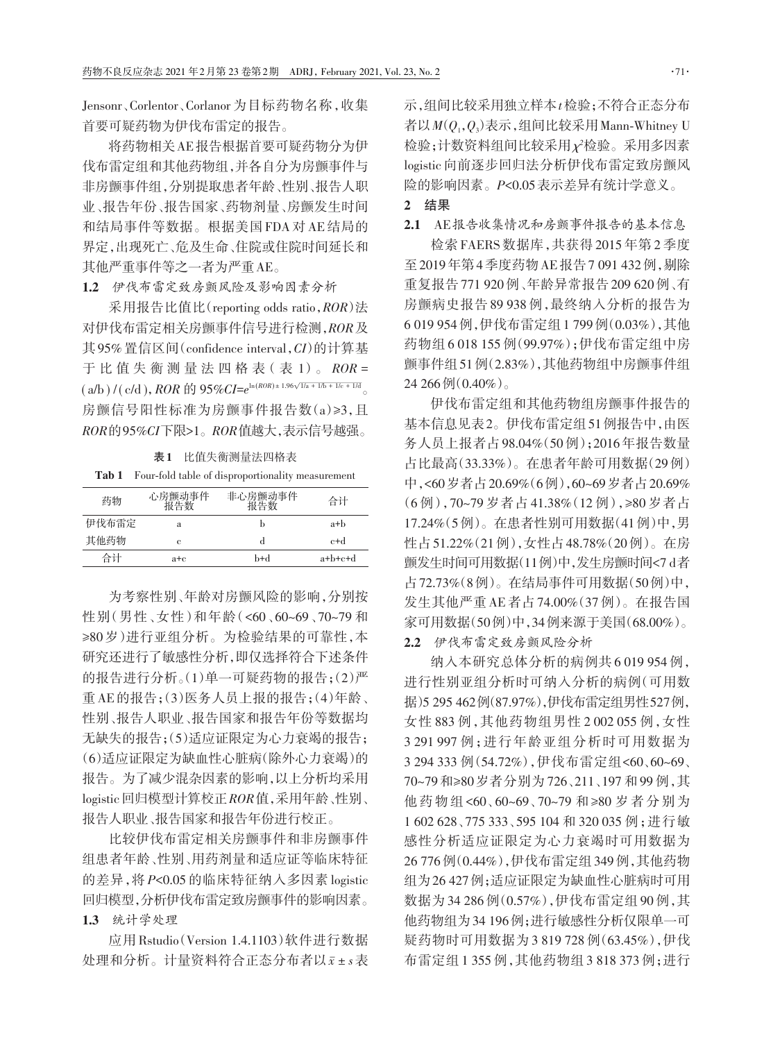Jensonr、Corlentor、Corlanor为目标药物名称，收集首要可疑药物为伊伐布雷定的报告。

将药物相关AE报告根据首要可疑药物分为伊伐布雷定组和其他药物组，并各自分为房颤事件与非房颤事件组，分别提取患者年龄、性别、报告人职业、报告年份、报告国家、药物剂量、房颤发生时间和结局事件等数据。根据美国FDA对AE结局的界定，出现死亡、危及生命、住院或住院时间延长和其他严重事件等之一者为严重AE。

### 1.2 伊伐布雷定致房颤风险及影响因素分析

采用报告比值比（reporting odds ratio，*ROR*）法对伊伐布雷定相关房颤事件信号进行检测，*ROR*及其95%置信区间（confidence interval，*CI*）的计算基于比值失衡测量法四格表（表1）。$ROR=(a/b)/(c/d)$，*ROR*的$95\%CI=e^{\ln(ROR)\pm1.96\sqrt{1/a+1/b+1/c+1/d}}$。房颤信号阳性标准为房颤事件报告数（a）≥3，且*ROR*的95%*CI*下限>1。*ROR*值越大，表示信号越强。

**表1** 比值失衡测量法四格表

**Tab 1** Four-fold table of disproportionality measurement

| 药物 | 心房颤动事件报告数 | 非心房颤动事件报告数 | 合计 |
|---|---|---|---|
| 伊伐布雷定 | a | b | a+b |
| 其他药物 | c | d | c+d |
| 合计 | a+c | b+d | a+b+c+d |

为考察性别、年龄对房颤风险的影响，分别按性别（男性、女性）和年龄（<60、60~69、70~79和≥80岁）进行亚组分析。为检验结果的可靠性，本研究还进行了敏感性分析，即仅选择符合下述条件的报告进行分析。（1）单一可疑药物的报告；（2）严重AE的报告；（3）医务人员上报的报告；（4）年龄、性别、报告人职业、报告国家和报告年份等数据均无缺失的报告；（5）适应证限定为心力衰竭的报告；（6）适应证限定为缺血性心脏病（除外心力衰竭）的报告。为了减少混杂因素的影响，以上分析均采用logistic回归模型计算校正*ROR*值，采用年龄、性别、报告人职业、报告国家和报告年份进行校正。

比较伊伐布雷定相关房颤事件和非房颤事件组患者年龄、性别、用药剂量和适应证等临床特征的差异，将$P<0.05$的临床特征纳入多因素logistic回归模型，分析伊伐布雷定致房颤事件的影响因素。

### 1.3 统计学处理

应用Rstudio（Version 1.4.1103）软件进行数据处理和分析。计量资料符合正态分布者以$\bar{x}\pm s$表示，组间比较采用独立样本*t*检验；不符合正态分布者以$M(Q_1,Q_3)$表示，组间比较采用Mann-Whitney U检验；计数资料组间比较采用$\chi^2$检验。采用多因素logistic向前逐步回归法分析伊伐布雷定致房颤风险的影响因素。$P<0.05$表示差异有统计学意义。

## 2 结果

### 2.1 AE报告收集情况和房颤事件报告的基本信息

检索FAERS数据库，共获得2015年第2季度至2019年第4季度药物AE报告7 091 432例，剔除重复报告771 920例、年龄异常报告209 620例、有房颤病史报告89 938例，最终纳入分析的报告为6 019 954例，伊伐布雷定组1 799例（0.03%），其他药物组6 018 155例（99.97%）；伊伐布雷定组中房颤事件组51例（2.83%），其他药物组中房颤事件组24 266例（0.40%）。

伊伐布雷定组和其他药物组房颤事件报告的基本信息见表2。伊伐布雷定组51例报告中，由医务人员上报者占98.04%（50例）；2016年报告数量占比最高（33.33%）。在患者年龄可用数据（29例）中，<60岁者占20.69%（6例），60~69岁者占20.69%（6例），70~79岁者占41.38%（12例），≥80岁者占17.24%（5例）。在患者性别可用数据（41例）中，男性占51.22%（21例），女性占48.78%（20例）。在房颤发生时间可用数据（11例）中，发生房颤时间<7 d者占72.73%（8例）。在结局事件可用数据（50例）中，发生其他严重AE者占74.00%（37例）。在报告国家可用数据（50例）中，34例来源于美国（68.00%）。

### 2.2 伊伐布雷定致房颤风险分析

纳入本研究总体分析的病例共6 019 954例，进行性别亚组分析时可纳入分析的病例（可用数据）5 295 462例（87.97%），伊伐布雷定组男性527例，女性883例，其他药物组男性2 002 055例，女性3 291 997例；进行年龄亚组分析时可用数据为3 294 333例（54.72%），伊伐布雷定组<60、60~69、70~79和≥80岁者分别为726、211、197和99例，其他药物组<60、60~69、70~79和≥80岁者分别为1 602 628、775 333、595 104和320 035例；进行敏感性分析适应证限定为心力衰竭时可用数据为26 776例（0.44%），伊伐布雷定组349例，其他药物组为26 427例；适应证限定为缺血性心脏病时可用数据为34 286例（0.57%），伊伐布雷定组90例，其他药物组为34 196例；进行敏感性分析仅限单一可疑药物时可用数据为3 819 728例（63.45%），伊伐布雷定组1 355例，其他药物组3 818 373例；进行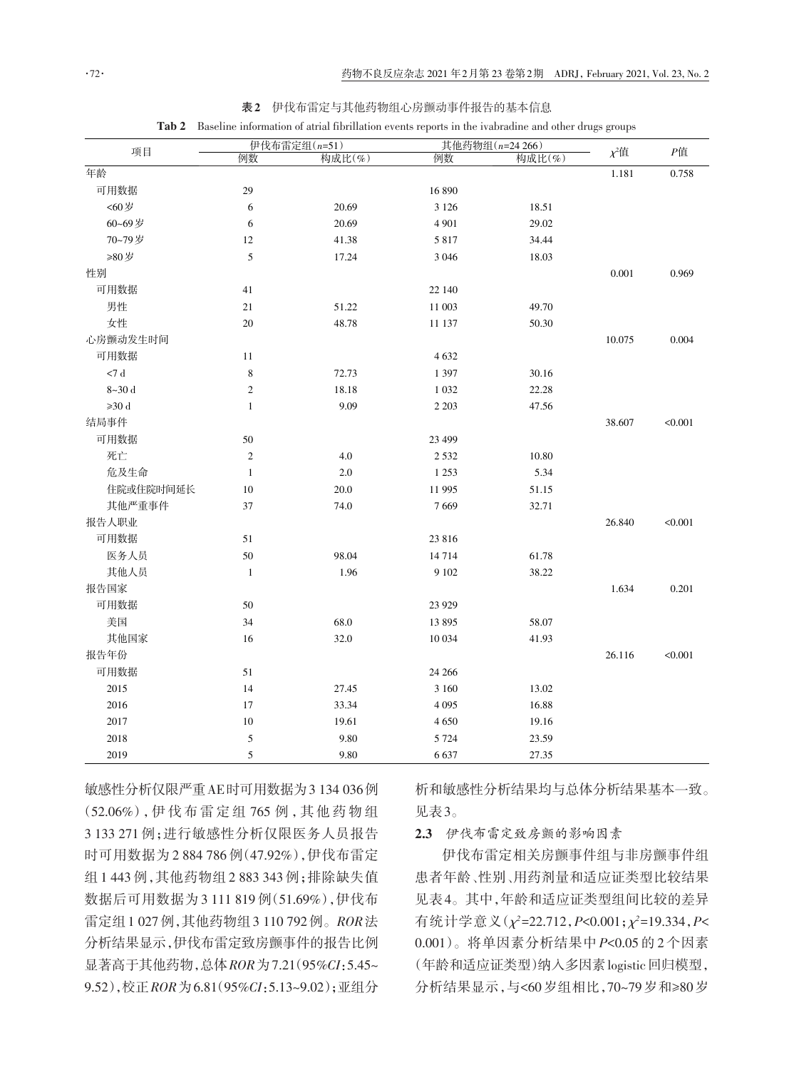**表2** 伊伐布雷定与其他药物组心房颤动事件报告的基本信息

**Tab 2** Baseline information of atrial fibrillation events reports in the ivabradine and other drugs groups

| 项目 | 伊伐布雷定组(n=51) | | 其他药物组(n=24 266) | | $\chi^2$值 | P值 |
|---|---|---|---|---|---|---|
| | 例数 | 构成比(%) | 例数 | 构成比(%) | | |
| 年龄 | | | | | 1.181 | 0.758 |
| 可用数据 | 29 | | 16 890 | | | |
| <60岁 | 6 | 20.69 | 3 126 | 18.51 | | |
| 60~69岁 | 6 | 20.69 | 4 901 | 29.02 | | |
| 70~79岁 | 12 | 41.38 | 5 817 | 34.44 | | |
| ≥80岁 | 5 | 17.24 | 3 046 | 18.03 | | |
| 性别 | | | | | 0.001 | 0.969 |
| 可用数据 | 41 | | 22 140 | | | |
| 男性 | 21 | 51.22 | 11 003 | 49.70 | | |
| 女性 | 20 | 48.78 | 11 137 | 50.30 | | |
| 心房颤动发生时间 | | | | | 10.075 | 0.004 |
| 可用数据 | 11 | | 4 632 | | | |
| <7 d | 8 | 72.73 | 1 397 | 30.16 | | |
| 8~30 d | 2 | 18.18 | 1 032 | 22.28 | | |
| ≥30 d | 1 | 9.09 | 2 203 | 47.56 | | |
| 结局事件 | | | | | 38.607 | <0.001 |
| 可用数据 | 50 | | 23 499 | | | |
| 死亡 | 2 | 4.0 | 2 532 | 10.80 | | |
| 危及生命 | 1 | 2.0 | 1 253 | 5.34 | | |
| 住院或住院时间延长 | 10 | 20.0 | 11 995 | 51.15 | | |
| 其他严重事件 | 37 | 74.0 | 7 669 | 32.71 | | |
| 报告人职业 | | | | | 26.840 | <0.001 |
| 可用数据 | 51 | | 23 816 | | | |
| 医务人员 | 50 | 98.04 | 14 714 | 61.78 | | |
| 其他人员 | 1 | 1.96 | 9 102 | 38.22 | | |
| 报告国家 | | | | | 1.634 | 0.201 |
| 可用数据 | 50 | | 23 929 | | | |
| 美国 | 34 | 68.0 | 13 895 | 58.07 | | |
| 其他国家 | 16 | 32.0 | 10 034 | 41.93 | | |
| 报告年份 | | | | | 26.116 | <0.001 |
| 可用数据 | 51 | | 24 266 | | | |
| 2015 | 14 | 27.45 | 3 160 | 13.02 | | |
| 2016 | 17 | 33.34 | 4 095 | 16.88 | | |
| 2017 | 10 | 19.61 | 4 650 | 19.16 | | |
| 2018 | 5 | 9.80 | 5 724 | 23.59 | | |
| 2019 | 5 | 9.80 | 6 637 | 27.35 | | |

敏感性分析仅限严重AE时可用数据为3 134 036例(52.06%),伊伐布雷定组765例,其他药物组3 133 271例;进行敏感性分析仅限医务人员报告时可用数据为2 884 786例(47.92%),伊伐布雷定组1 443例,其他药物组2 883 343例;排除缺失值数据后可用数据为3 111 819例(51.69%),伊伐布雷定组1 027例,其他药物组3 110 792例。*ROR*法分析结果显示,伊伐布雷定致房颤事件的报告比例显著高于其他药物,总体*ROR*为7.21(95%*CI*:5.45~9.52),校正*ROR*为6.81(95%*CI*:5.13~9.02);亚组分析和敏感性分析结果均与总体分析结果基本一致。见表3。

### 2.3 伊伐布雷定致房颤的影响因素

伊伐布雷定相关房颤事件组与非房颤事件组患者年龄、性别、用药剂量和适应证类型比较结果见表4。其中,年龄和适应证类型组间比较的差异有统计学意义($\chi^2$=22.712,$P$<0.001;$\chi^2$=19.334,$P$<0.001)。将单因素分析结果中$P$<0.05的2个因素(年龄和适应证类型)纳入多因素logistic回归模型,分析结果显示,与<60岁组相比,70~79岁和≥80岁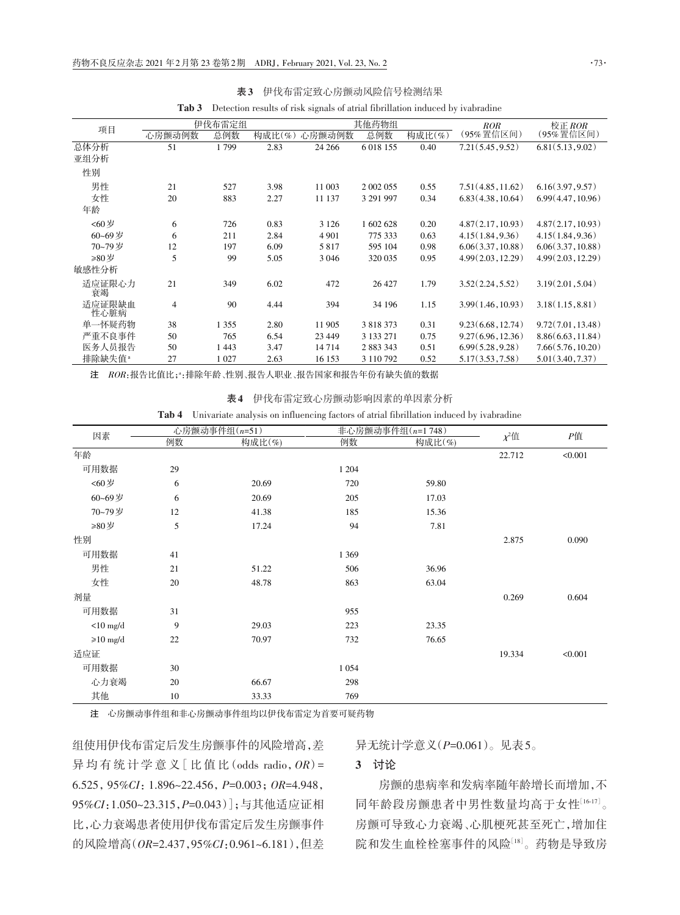**表3** 伊伐布雷定致心房颤动风险信号检测结果

**Tab 3** Detection results of risk signals of atrial fibrillation induced by ivabradine

| 项目 | 伊伐布雷定组 | | | 其他药物组 | | | *ROR* | 校正 *ROR* |
|---|---|---|---|---|---|---|---|---|
| | 心房颤动例数 | 总例数 | 构成比(%) | 心房颤动例数 | 总例数 | 构成比(%) | (95%置信区间) | (95%置信区间) |
| 总体分析 | 51 | 1 799 | 2.83 | 24 266 | 6 018 155 | 0.40 | 7.21(5.45,9.52) | 6.81(5.13,9.02) |
| 亚组分析 | | | | | | | | |
| 性别 | | | | | | | | |
| 男性 | 21 | 527 | 3.98 | 11 003 | 2 002 055 | 0.55 | 7.51(4.85,11.62) | 6.16(3.97,9.57) |
| 女性 | 20 | 883 | 2.27 | 11 137 | 3 291 997 | 0.34 | 6.83(4.38,10.64) | 6.99(4.47,10.96) |
| 年龄 | | | | | | | | |
| <60岁 | 6 | 726 | 0.83 | 3 126 | 1 602 628 | 0.20 | 4.87(2.17,10.93) | 4.87(2.17,10.93) |
| 60~69岁 | 6 | 211 | 2.84 | 4 901 | 775 333 | 0.63 | 4.15(1.84,9.36) | 4.15(1.84,9.36) |
| 70~79岁 | 12 | 197 | 6.09 | 5 817 | 595 104 | 0.98 | 6.06(3.37,10.88) | 6.06(3.37,10.88) |
| ≥80岁 | 5 | 99 | 5.05 | 3 046 | 320 035 | 0.95 | 4.99(2.03,12.29) | 4.99(2.03,12.29) |
| 敏感性分析 | | | | | | | | |
| 适应证限心力衰竭 | 21 | 349 | 6.02 | 472 | 26 427 | 1.79 | 3.52(2.24,5.52) | 3.19(2.01,5.04) |
| 适应证限缺血性心脏病 | 4 | 90 | 4.44 | 394 | 34 196 | 1.15 | 3.99(1.46,10.93) | 3.18(1.15,8.81) |
| 单一怀疑药物 | 38 | 1 355 | 2.80 | 11 905 | 3 818 373 | 0.31 | 9.23(6.68,12.74) | 9.72(7.01,13.48) |
| 严重不良事件 | 50 | 765 | 6.54 | 23 449 | 3 133 271 | 0.75 | 9.27(6.96,12.36) | 8.86(6.63,11.84) |
| 医务人员报告 | 50 | 1 443 | 3.47 | 14 714 | 2 883 343 | 0.51 | 6.99(5.28,9.28) | 7.66(5.76,10.20) |
| 排除缺失值[a] | 27 | 1 027 | 2.63 | 16 153 | 3 110 792 | 0.52 | 5.17(3.53,7.58) | 5.01(3.40,7.37) |

注 *ROR*:报告比值比;[a]:排除年龄、性别、报告人职业、报告国家和报告年份有缺失值的数据

**表4** 伊伐布雷定致心房颤动影响因素的单因素分析

**Tab 4** Univariate analysis on influencing factors of atrial fibrillation induced by ivabradine

| 因素 | 心房颤动事件组($n$=51) | | 非心房颤动事件组($n$=1 748) | | $\chi^2$值 | *P*值 |
|---|---|---|---|---|---|---|
| | 例数 | 构成比(%) | 例数 | 构成比(%) | | |
| 年龄 | | | | | 22.712 | <0.001 |
| 可用数据 | 29 | | 1 204 | | | |
| <60岁 | 6 | 20.69 | 720 | 59.80 | | |
| 60~69岁 | 6 | 20.69 | 205 | 17.03 | | |
| 70~79岁 | 12 | 41.38 | 185 | 15.36 | | |
| ≥80岁 | 5 | 17.24 | 94 | 7.81 | | |
| 性别 | | | | | 2.875 | 0.090 |
| 可用数据 | 41 | | 1 369 | | | |
| 男性 | 21 | 51.22 | 506 | 36.96 | | |
| 女性 | 20 | 48.78 | 863 | 63.04 | | |
| 剂量 | | | | | 0.269 | 0.604 |
| 可用数据 | 31 | | 955 | | | |
| <10 mg/d | 9 | 29.03 | 223 | 23.35 | | |
| ≥10 mg/d | 22 | 70.97 | 732 | 76.65 | | |
| 适应证 | | | | | 19.334 | <0.001 |
| 可用数据 | 30 | | 1 054 | | | |
| 心力衰竭 | 20 | 66.67 | 298 | | | |
| 其他 | 10 | 33.33 | 769 | | | |

注 心房颤动事件组和非心房颤动事件组均以伊伐布雷定为首要可疑药物

组使用伊伐布雷定后发生房颤事件的风险增高,差异均有统计学意义[比值比(odds radio, *OR*)=6.525, 95%*CI*: 1.896~22.456, *P*=0.003; *OR*=4.948, 95%*CI*:1.050~23.315,*P*=0.043)];与其他适应证相比,心力衰竭患者使用伊伐布雷定后发生房颤事件的风险增高(*OR*=2.437,95%*CI*:0.961~6.181),但差异无统计学意义(*P*=0.061)。见表5。

## 3 讨论

房颤的患病率和发病率随年龄增长而增加,不同年龄段房颤患者中男性数量均高于女性[16-17]。房颤可导致心力衰竭、心肌梗死甚至死亡,增加住院和发生血栓栓塞事件的风险[18]。药物是导致房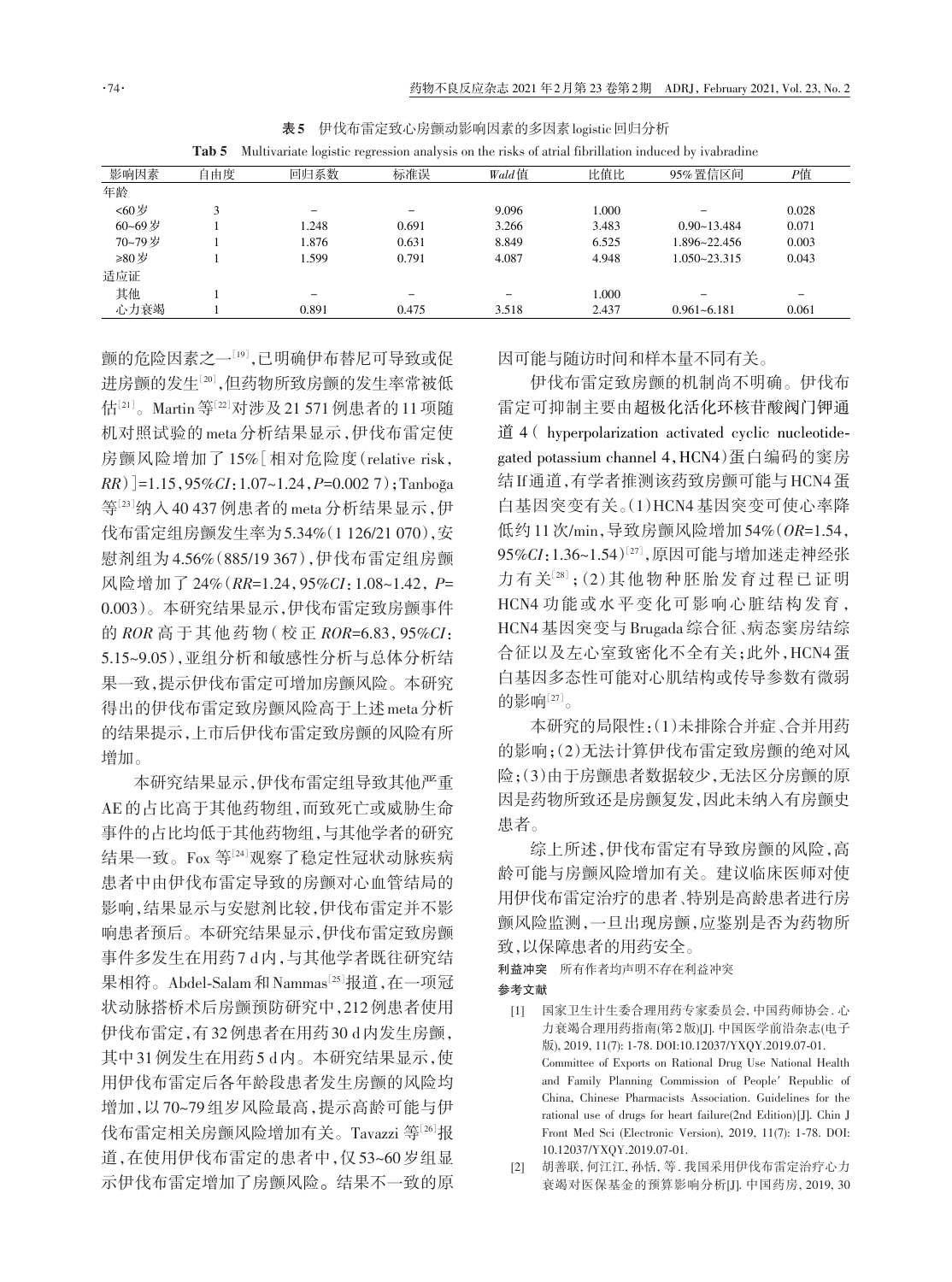**表5　伊伐布雷定致心房颤动影响因素的多因素logistic回归分析**

**Tab 5**　Multivariate logistic regression analysis on the risks of atrial fibrillation induced by ivabradine

| 影响因素 | 自由度 | 回归系数 | 标准误 | *Wald*值 | 比值比 | 95%置信区间 | *P*值 |
|---|---|---|---|---|---|---|---|
| 年龄 | | | | | | | |
| <60岁 | 3 | – | – | 9.096 | 1.000 | – | 0.028 |
| 60~69岁 | 1 | 1.248 | 0.691 | 3.266 | 3.483 | 0.90~13.484 | 0.071 |
| 70~79岁 | 1 | 1.876 | 0.631 | 8.849 | 6.525 | 1.896~22.456 | 0.003 |
| ≥80岁 | 1 | 1.599 | 0.791 | 4.087 | 4.948 | 1.050~23.315 | 0.043 |
| 适应证 | | | | | | | |
| 其他 | 1 | – | – | – | 1.000 | – | – |
| 心力衰竭 | 1 | 0.891 | 0.475 | 3.518 | 2.437 | 0.961~6.181 | 0.061 |

颤的危险因素之一[19]，已明确伊布替尼可导致或促进房颤的发生[20]，但药物所致房颤的发生率常被低估[21]。Martin等[22]对涉及21 571例患者的11项随机对照试验的meta分析结果显示，伊伐布雷定使房颤风险增加了15%[相对危险度(relative risk，*RR*)]=1.15，95%*CI*：1.07~1.24，*P*=0.002 7)；Tanboğa等[23]纳入40 437例患者的meta分析结果显示，伊伐布雷定组房颤发生率为5.34%(1 126/21 070)，安慰剂组为4.56%(885/19 367)，伊伐布雷定组房颤风险增加了24%(*RR*=1.24，95%*CI*：1.08~1.42，*P*=0.003)。本研究结果显示，伊伐布雷定致房颤事件的*ROR*高于其他药物(校正*ROR*=6.83，95%*CI*：5.15~9.05)，亚组分析和敏感性分析与总体分析结果一致，提示伊伐布雷定可增加房颤风险。本研究得出的伊伐布雷定致房颤风险高于上述meta分析的结果提示，上市后伊伐布雷定致房颤的风险有所增加。

本研究结果显示，伊伐布雷定组导致其他严重AE的占比高于其他药物组，而致死亡或威胁生命事件的占比均低于其他药物组，与其他学者的研究结果一致。Fox等[24]观察了稳定性冠状动脉疾病患者中由伊伐布雷定导致的房颤对心血管结局的影响，结果显示与安慰剂比较，伊伐布雷定并不影响患者预后。本研究结果显示，伊伐布雷定致房颤事件多发生在用药7 d内，与其他学者既往研究结果相符。Abdel-Salam和Nammas[25]报道，在一项冠状动脉搭桥术后房颤预防研究中，212例患者使用伊伐布雷定，有32例患者在用药30 d内发生房颤，其中31例发生在用药5 d内。本研究结果显示，使用伊伐布雷定后各年龄段患者发生房颤的风险均增加，以70~79组岁风险最高，提示高龄可能与伊伐布雷定相关房颤风险增加有关。Tavazzi等[26]报道，在使用伊伐布雷定的患者中，仅53~60岁组显示伊伐布雷定增加了房颤风险。结果不一致的原因可能与随访时间和样本量不同有关。

伊伐布雷定致房颤的机制尚不明确。伊伐布雷定可抑制主要由超极化活化环核苷酸阀门钾通道4(hyperpolarization activated cyclic nucleotide-gated potassium channel 4，HCN4)蛋白编码的窦房结If通道，有学者推测该药致房颤可能与HCN4蛋白基因突变有关。(1)HCN4基因突变可使心率降低约11次/min，导致房颤风险增加54%(*OR*=1.54，95%*CI*：1.36~1.54)[27]，原因可能与增加迷走神经张力有关[28]；(2)其他物种胚胎发育过程已证明HCN4功能或水平变化可影响心脏结构发育，HCN4基因突变与Brugada综合征、病态窦房结综合征以及左心室致密化不全有关；此外，HCN4蛋白基因多态性可能对心肌结构或传导参数有微弱的影响[27]。

本研究的局限性：(1)未排除合并症、合并用药的影响；(2)无法计算伊伐布雷定致房颤的绝对风险；(3)由于房颤患者数据较少，无法区分房颤的原因是药物所致还是房颤复发，因此未纳入有房颤史患者。

综上所述，伊伐布雷定有导致房颤的风险，高龄可能与房颤风险增加有关。建议临床医师对使用伊伐布雷定治疗的患者、特别是高龄患者进行房颤风险监测，一旦出现房颤，应鉴别是否为药物所致，以保障患者的用药安全。

**利益冲突**　所有作者均声明不存在利益冲突

**参考文献**

[1] 国家卫生计生委合理用药专家委员会，中国药师协会. 心力衰竭合理用药指南(第2版)[J]. 中国医学前沿杂志(电子版)，2019，11(7)：1-78. DOI:10.12037/YXQY.2019.07-01.
Committee of Exports on Rational Drug Use National Health and Family Planning Commission of People′ Republic of China, Chinese Pharmacists Association. Guidelines for the rational use of drugs for heart failure(2nd Edition)[J]. Chin J Front Med Sci (Electronic Version), 2019, 11(7): 1-78. DOI: 10.12037/YXQY.2019.07-01.

[2] 胡善联，何江江，孙恬，等. 我国采用伊伐布雷定治疗心力衰竭对医保基金的预算影响分析[J]. 中国药房，2019，30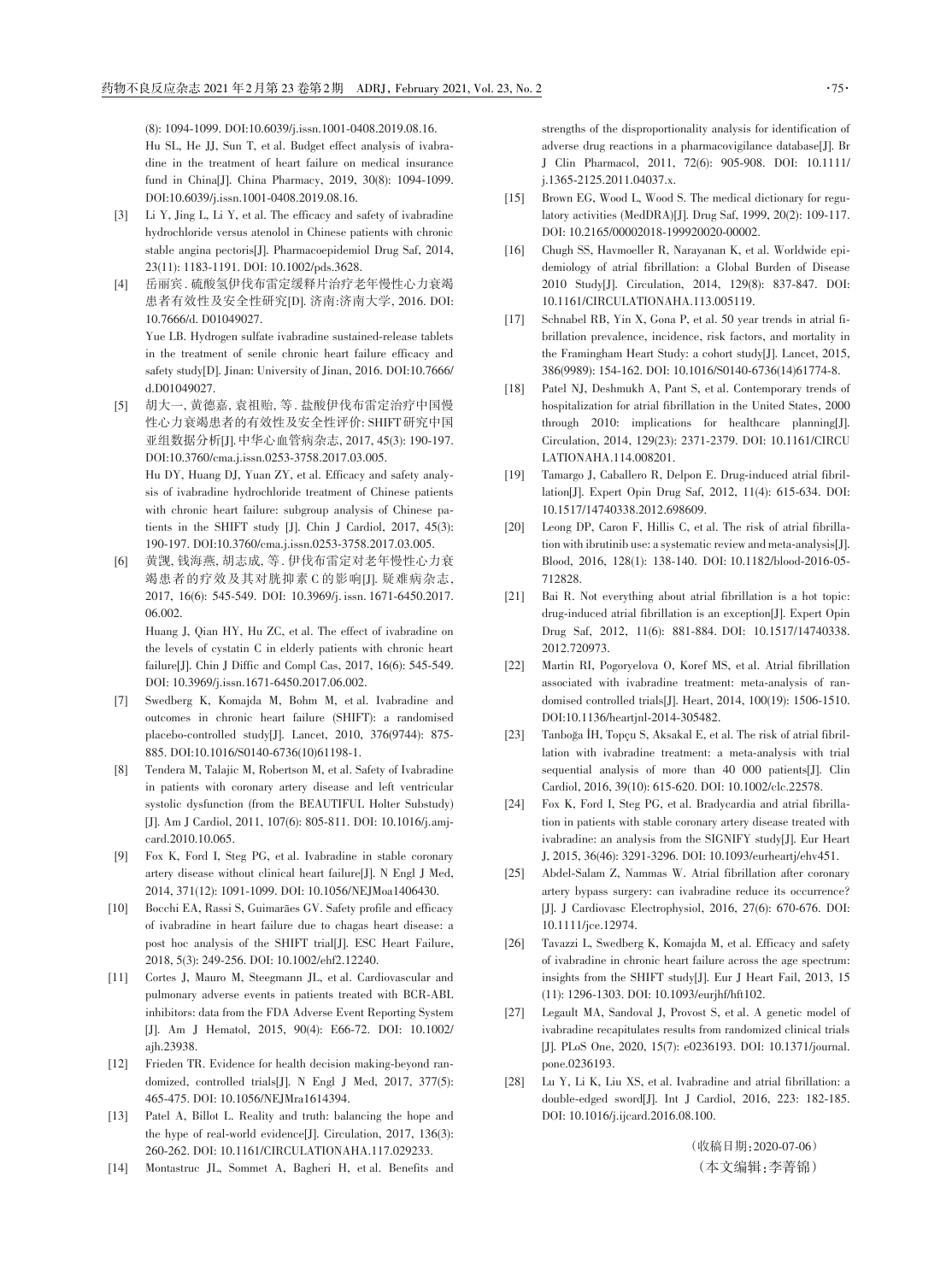(8): 1094-1099. DOI:10.6039/j.issn.1001-0408.2019.08.16.
Hu SL, He JJ, Sun T, et al. Budget effect analysis of ivabradine in the treatment of heart failure on medical insurance fund in China[J]. China Pharmacy, 2019, 30(8): 1094-1099. DOI:10.6039/j.issn.1001-0408.2019.08.16.

[3] Li Y, Jing L, Li Y, et al. The efficacy and safety of ivabradine hydrochloride versus atenolol in Chinese patients with chronic stable angina pectoris[J]. Pharmacoepidemiol Drug Saf, 2014, 23(11): 1183-1191. DOI: 10.1002/pds.3628.

[4] 岳丽宾. 硫酸氢伊伐布雷定缓释片治疗老年慢性心力衰竭患者有效性及安全性研究[D]. 济南:济南大学, 2016. DOI: 10.7666/d. D01049027.
Yue LB. Hydrogen sulfate ivabradine sustained-release tablets in the treatment of senile chronic heart failure efficacy and safety study[D]. Jinan: University of Jinan, 2016. DOI:10.7666/d.D01049027.

[5] 胡大一, 黄德嘉, 袁祖贻, 等. 盐酸伊伐布雷定治疗中国慢性心力衰竭患者的有效性及安全性评价: SHIFT研究中国亚组数据分析[J]. 中华心血管病杂志, 2017, 45(3): 190-197. DOI:10.3760/cma.j.issn.0253-3758.2017.03.005.
Hu DY, Huang DJ, Yuan ZY, et al. Efficacy and safety analysis of ivabradine hydrochloride treatment of Chinese patients with chronic heart failure: subgroup analysis of Chinese patients in the SHIFT study [J]. Chin J Cardiol, 2017, 45(3): 190-197. DOI:10.3760/cma.j.issn.0253-3758.2017.03.005.

[6] 黄觊, 钱海燕, 胡志成, 等. 伊伐布雷定对老年慢性心力衰竭患者的疗效及其对胱抑素C的影响[J]. 疑难病杂志, 2017, 16(6): 545-549. DOI: 10.3969/j. issn. 1671-6450.2017.06.002.
Huang J, Qian HY, Hu ZC, et al. The effect of ivabradine on the levels of cystatin C in elderly patients with chronic heart failure[J]. Chin J Diffic and Compl Cas, 2017, 16(6): 545-549. DOI: 10.3969/j.issn.1671-6450.2017.06.002.

[7] Swedberg K, Komajda M, Bohm M, et al. Ivabradine and outcomes in chronic heart failure (SHIFT): a randomised placebo-controlled study[J]. Lancet, 2010, 376(9744): 875-885. DOI:10.1016/S0140-6736(10)61198-1.

[8] Tendera M, Talajic M, Robertson M, et al. Safety of Ivabradine in patients with coronary artery disease and left ventricular systolic dysfunction (from the BEAUTIFUL Holter Substudy) [J]. Am J Cardiol, 2011, 107(6): 805-811. DOI: 10.1016/j.amjcard.2010.10.065.

[9] Fox K, Ford I, Steg PG, et al. Ivabradine in stable coronary artery disease without clinical heart failure[J]. N Engl J Med, 2014, 371(12): 1091-1099. DOI: 10.1056/NEJMoa1406430.

[10] Bocchi EA, Rassi S, Guimarães GV. Safety profile and efficacy of ivabradine in heart failure due to chagas heart disease: a post hoc analysis of the SHIFT trial[J]. ESC Heart Failure, 2018, 5(3): 249-256. DOI: 10.1002/ehf2.12240.

[11] Cortes J, Mauro M, Steegmann JL, et al. Cardiovascular and pulmonary adverse events in patients treated with BCR-ABL inhibitors: data from the FDA Adverse Event Reporting System [J]. Am J Hematol, 2015, 90(4): E66-72. DOI: 10.1002/ajh.23938.

[12] Frieden TR. Evidence for health decision making-beyond randomized, controlled trials[J]. N Engl J Med, 2017, 377(5): 465-475. DOI: 10.1056/NEJMra1614394.

[13] Patel A, Billot L. Reality and truth: balancing the hope and the hype of real-world evidence[J]. Circulation, 2017, 136(3): 260-262. DOI: 10.1161/CIRCULATIONAHA.117.029233.

[14] Montastruc JL, Sommet A, Bagheri H, et al. Benefits and strengths of the disproportionality analysis for identification of adverse drug reactions in a pharmacovigilance database[J]. Br J Clin Pharmacol, 2011, 72(6): 905-908. DOI: 10.1111/j.1365-2125.2011.04037.x.

[15] Brown EG, Wood L, Wood S. The medical dictionary for regulatory activities (MedDRA)[J]. Drug Saf, 1999, 20(2): 109-117. DOI: 10.2165/00002018-199920020-00002.

[16] Chugh SS, Havmoeller R, Narayanan K, et al. Worldwide epidemiology of atrial fibrillation: a Global Burden of Disease 2010 Study[J]. Circulation, 2014, 129(8): 837-847. DOI: 10.1161/CIRCULATIONAHA.113.005119.

[17] Schnabel RB, Yin X, Gona P, et al. 50 year trends in atrial fibrillation prevalence, incidence, risk factors, and mortality in the Framingham Heart Study: a cohort study[J]. Lancet, 2015, 386(9989): 154-162. DOI: 10.1016/S0140-6736(14)61774-8.

[18] Patel NJ, Deshmukh A, Pant S, et al. Contemporary trends of hospitalization for atrial fibrillation in the United States, 2000 through 2010: implications for healthcare planning[J]. Circulation, 2014, 129(23): 2371-2379. DOI: 10.1161/CIRCULATIONAHA.114.008201.

[19] Tamargo J, Caballero R, Delpon E. Drug-induced atrial fibrillation[J]. Expert Opin Drug Saf, 2012, 11(4): 615-634. DOI: 10.1517/14740338.2012.698609.

[20] Leong DP, Caron F, Hillis C, et al. The risk of atrial fibrillation with ibrutinib use: a systematic review and meta-analysis[J]. Blood, 2016, 128(1): 138-140. DOI: 10.1182/blood-2016-05-712828.

[21] Bai R. Not everything about atrial fibrillation is a hot topic: drug-induced atrial fibrillation is an exception[J]. Expert Opin Drug Saf, 2012, 11(6): 881-884. DOI: 10.1517/14740338.2012.720973.

[22] Martin RI, Pogoryelova O, Koref MS, et al. Atrial fibrillation associated with ivabradine treatment: meta-analysis of randomised controlled trials[J]. Heart, 2014, 100(19): 1506-1510. DOI:10.1136/heartjnl-2014-305482.

[23] Tanboğa İH, Topçu S, Aksakal E, et al. The risk of atrial fibrillation with ivabradine treatment: a meta-analysis with trial sequential analysis of more than 40 000 patients[J]. Clin Cardiol, 2016, 39(10): 615-620. DOI: 10.1002/clc.22578.

[24] Fox K, Ford I, Steg PG, et al. Bradycardia and atrial fibrillation in patients with stable coronary artery disease treated with ivabradine: an analysis from the SIGNIFY study[J]. Eur Heart J, 2015, 36(46): 3291-3296. DOI: 10.1093/eurheartj/ehv451.

[25] Abdel-Salam Z, Nammas W. Atrial fibrillation after coronary artery bypass surgery: can ivabradine reduce its occurrence? [J]. J Cardiovasc Electrophysiol, 2016, 27(6): 670-676. DOI: 10.1111/jce.12974.

[26] Tavazzi L, Swedberg K, Komajda M, et al. Efficacy and safety of ivabradine in chronic heart failure across the age spectrum: insights from the SHIFT study[J]. Eur J Heart Fail, 2013, 15 (11): 1296-1303. DOI: 10.1093/eurjhf/hft102.

[27] Legault MA, Sandoval J, Provost S, et al. A genetic model of ivabradine recapitulates results from randomized clinical trials [J]. PLoS One, 2020, 15(7): e0236193. DOI: 10.1371/journal.pone.0236193.

[28] Lu Y, Li K, Liu XS, et al. Ivabradine and atrial fibrillation: a double-edged sword[J]. Int J Cardiol, 2016, 223: 182-185. DOI: 10.1016/j.ijcard.2016.08.100.

（收稿日期:2020-07-06）

（本文编辑:李菁锦）